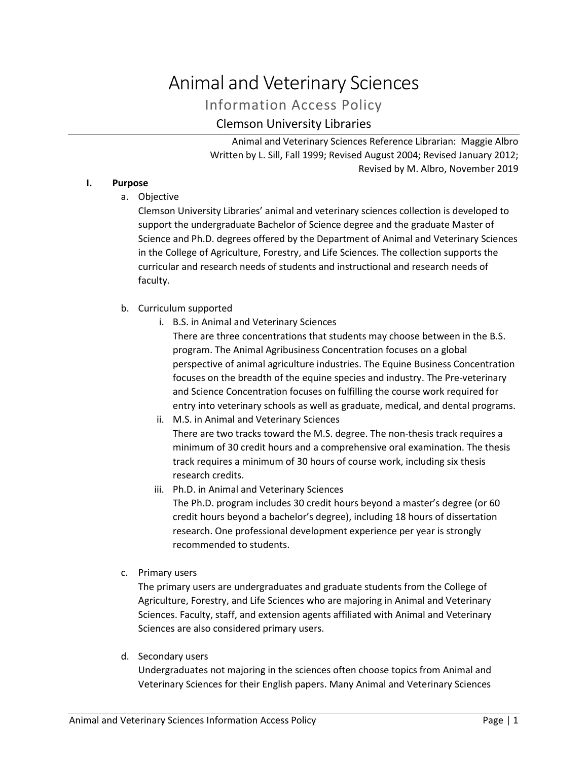# Animal and Veterinary Sciences

## Information Access Policy

### Clemson University Libraries

Animal and Veterinary Sciences Reference Librarian: Maggie Albro
Written by L. Sill, Fall 1999; Revised August 2004; Revised January 2012;
Revised by M. Albro, November 2019

**I. Purpose**

a. Objective

Clemson University Libraries' animal and veterinary sciences collection is developed to support the undergraduate Bachelor of Science degree and the graduate Master of Science and Ph.D. degrees offered by the Department of Animal and Veterinary Sciences in the College of Agriculture, Forestry, and Life Sciences. The collection supports the curricular and research needs of students and instructional and research needs of faculty.

b. Curriculum supported

i. B.S. in Animal and Veterinary Sciences

There are three concentrations that students may choose between in the B.S. program. The Animal Agribusiness Concentration focuses on a global perspective of animal agriculture industries. The Equine Business Concentration focuses on the breadth of the equine species and industry. The Pre-veterinary and Science Concentration focuses on fulfilling the course work required for entry into veterinary schools as well as graduate, medical, and dental programs.

ii. M.S. in Animal and Veterinary Sciences

There are two tracks toward the M.S. degree. The non-thesis track requires a minimum of 30 credit hours and a comprehensive oral examination. The thesis track requires a minimum of 30 hours of course work, including six thesis research credits.

iii. Ph.D. in Animal and Veterinary Sciences

The Ph.D. program includes 30 credit hours beyond a master's degree (or 60 credit hours beyond a bachelor's degree), including 18 hours of dissertation research. One professional development experience per year is strongly recommended to students.

c. Primary users

The primary users are undergraduates and graduate students from the College of Agriculture, Forestry, and Life Sciences who are majoring in Animal and Veterinary Sciences. Faculty, staff, and extension agents affiliated with Animal and Veterinary Sciences are also considered primary users.

d. Secondary users

Undergraduates not majoring in the sciences often choose topics from Animal and Veterinary Sciences for their English papers. Many Animal and Veterinary Sciences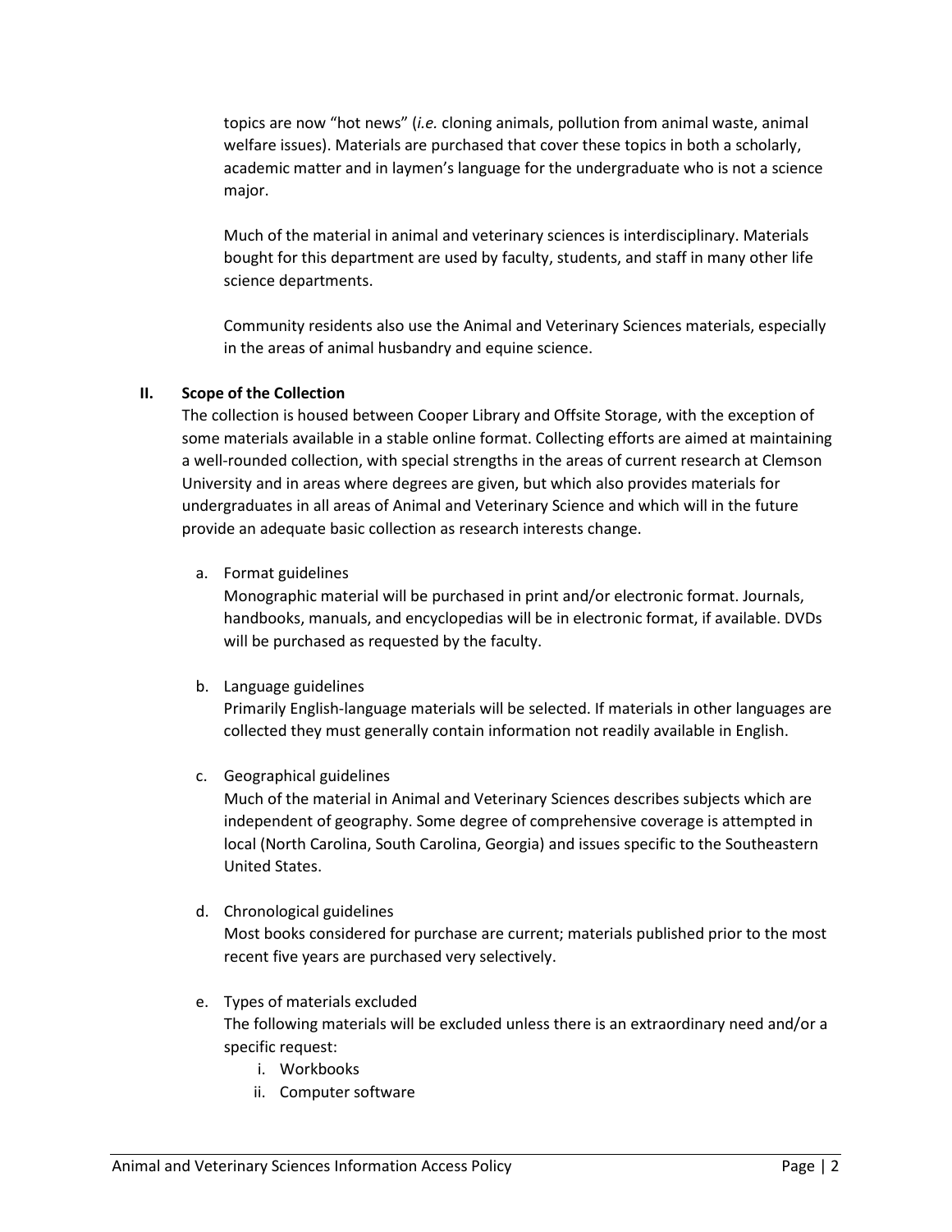topics are now "hot news" (*i.e.* cloning animals, pollution from animal waste, animal welfare issues). Materials are purchased that cover these topics in both a scholarly, academic matter and in laymen's language for the undergraduate who is not a science major.

Much of the material in animal and veterinary sciences is interdisciplinary. Materials bought for this department are used by faculty, students, and staff in many other life science departments.

Community residents also use the Animal and Veterinary Sciences materials, especially in the areas of animal husbandry and equine science.

## II. Scope of the Collection

The collection is housed between Cooper Library and Offsite Storage, with the exception of some materials available in a stable online format. Collecting efforts are aimed at maintaining a well-rounded collection, with special strengths in the areas of current research at Clemson University and in areas where degrees are given, but which also provides materials for undergraduates in all areas of Animal and Veterinary Science and which will in the future provide an adequate basic collection as research interests change.

a. Format guidelines

Monographic material will be purchased in print and/or electronic format. Journals, handbooks, manuals, and encyclopedias will be in electronic format, if available. DVDs will be purchased as requested by the faculty.

b. Language guidelines

Primarily English-language materials will be selected. If materials in other languages are collected they must generally contain information not readily available in English.

c. Geographical guidelines

Much of the material in Animal and Veterinary Sciences describes subjects which are independent of geography. Some degree of comprehensive coverage is attempted in local (North Carolina, South Carolina, Georgia) and issues specific to the Southeastern United States.

d. Chronological guidelines

Most books considered for purchase are current; materials published prior to the most recent five years are purchased very selectively.

e. Types of materials excluded

The following materials will be excluded unless there is an extraordinary need and/or a specific request:

  i. Workbooks
  ii. Computer software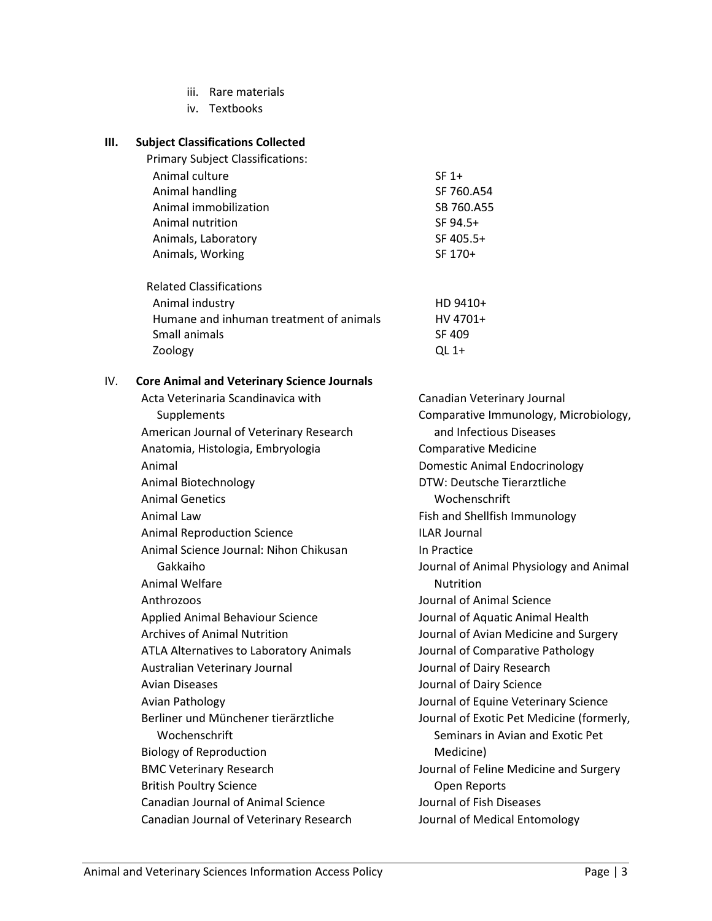iii. Rare materials
iv. Textbooks

## III. Subject Classifications Collected

Primary Subject Classifications:

| | |
|---|---|
| Animal culture | SF 1+ |
| Animal handling | SF 760.A54 |
| Animal immobilization | SB 760.A55 |
| Animal nutrition | SF 94.5+ |
| Animals, Laboratory | SF 405.5+ |
| Animals, Working | SF 170+ |

Related Classifications

| | |
|---|---|
| Animal industry | HD 9410+ |
| Humane and inhuman treatment of animals | HV 4701+ |
| Small animals | SF 409 |
| Zoology | QL 1+ |

## IV. Core Animal and Veterinary Science Journals

- Acta Veterinaria Scandinavica with Supplements
- American Journal of Veterinary Research
- Anatomia, Histologia, Embryologia
- Animal
- Animal Biotechnology
- Animal Genetics
- Animal Law
- Animal Reproduction Science
- Animal Science Journal: Nihon Chikusan Gakkaiho
- Animal Welfare
- Anthrozoos
- Applied Animal Behaviour Science
- Archives of Animal Nutrition
- ATLA Alternatives to Laboratory Animals
- Australian Veterinary Journal
- Avian Diseases
- Avian Pathology
- Berliner und Münchener tierärztliche Wochenschrift
- Biology of Reproduction
- BMC Veterinary Research
- British Poultry Science
- Canadian Journal of Animal Science
- Canadian Journal of Veterinary Research
- Canadian Veterinary Journal
- Comparative Immunology, Microbiology, and Infectious Diseases
- Comparative Medicine
- Domestic Animal Endocrinology
- DTW: Deutsche Tierarztliche Wochenschrift
- Fish and Shellfish Immunology
- ILAR Journal
- In Practice
- Journal of Animal Physiology and Animal Nutrition
- Journal of Animal Science
- Journal of Aquatic Animal Health
- Journal of Avian Medicine and Surgery
- Journal of Comparative Pathology
- Journal of Dairy Research
- Journal of Dairy Science
- Journal of Equine Veterinary Science
- Journal of Exotic Pet Medicine (formerly, Seminars in Avian and Exotic Pet Medicine)
- Journal of Feline Medicine and Surgery Open Reports
- Journal of Fish Diseases
- Journal of Medical Entomology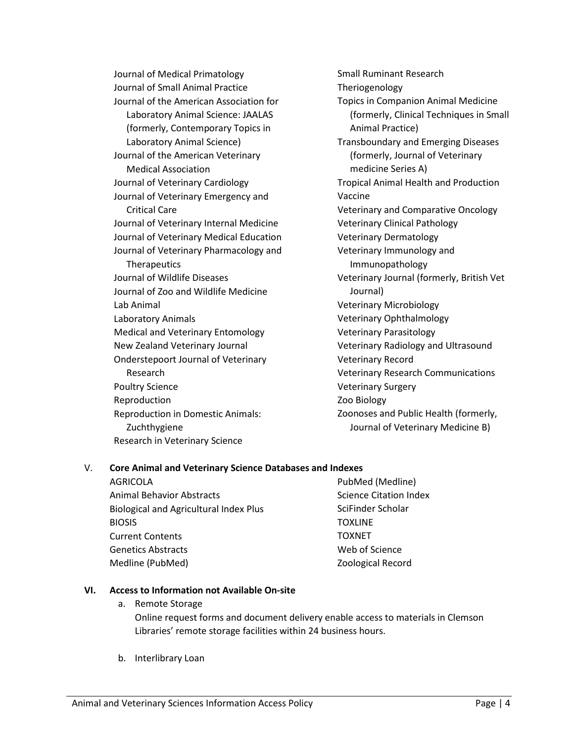- Journal of Medical Primatology
- Journal of Small Animal Practice
- Journal of the American Association for Laboratory Animal Science: JAALAS (formerly, Contemporary Topics in Laboratory Animal Science)
- Journal of the American Veterinary Medical Association
- Journal of Veterinary Cardiology
- Journal of Veterinary Emergency and Critical Care
- Journal of Veterinary Internal Medicine
- Journal of Veterinary Medical Education
- Journal of Veterinary Pharmacology and Therapeutics
- Journal of Wildlife Diseases
- Journal of Zoo and Wildlife Medicine
- Lab Animal
- Laboratory Animals
- Medical and Veterinary Entomology
- New Zealand Veterinary Journal
- Onderstepoort Journal of Veterinary Research
- Poultry Science
- Reproduction
- Reproduction in Domestic Animals: Zuchthygiene
- Research in Veterinary Science
- Small Ruminant Research
- Theriogenology
- Topics in Companion Animal Medicine (formerly, Clinical Techniques in Small Animal Practice)
- Transboundary and Emerging Diseases (formerly, Journal of Veterinary medicine Series A)
- Tropical Animal Health and Production
- Vaccine
- Veterinary and Comparative Oncology
- Veterinary Clinical Pathology
- Veterinary Dermatology
- Veterinary Immunology and Immunopathology
- Veterinary Journal (formerly, British Vet Journal)
- Veterinary Microbiology
- Veterinary Ophthalmology
- Veterinary Parasitology
- Veterinary Radiology and Ultrasound
- Veterinary Record
- Veterinary Research Communications
- Veterinary Surgery
- Zoo Biology
- Zoonoses and Public Health (formerly, Journal of Veterinary Medicine B)

## V. Core Animal and Veterinary Science Databases and Indexes

- AGRICOLA
- Animal Behavior Abstracts
- Biological and Agricultural Index Plus
- BIOSIS
- Current Contents
- Genetics Abstracts
- Medline (PubMed)
- PubMed (Medline)
- Science Citation Index
- SciFinder Scholar
- TOXLINE
- TOXNET
- Web of Science
- Zoological Record

## VI. Access to Information not Available On-site

a. Remote Storage

Online request forms and document delivery enable access to materials in Clemson Libraries' remote storage facilities within 24 business hours.

b. Interlibrary Loan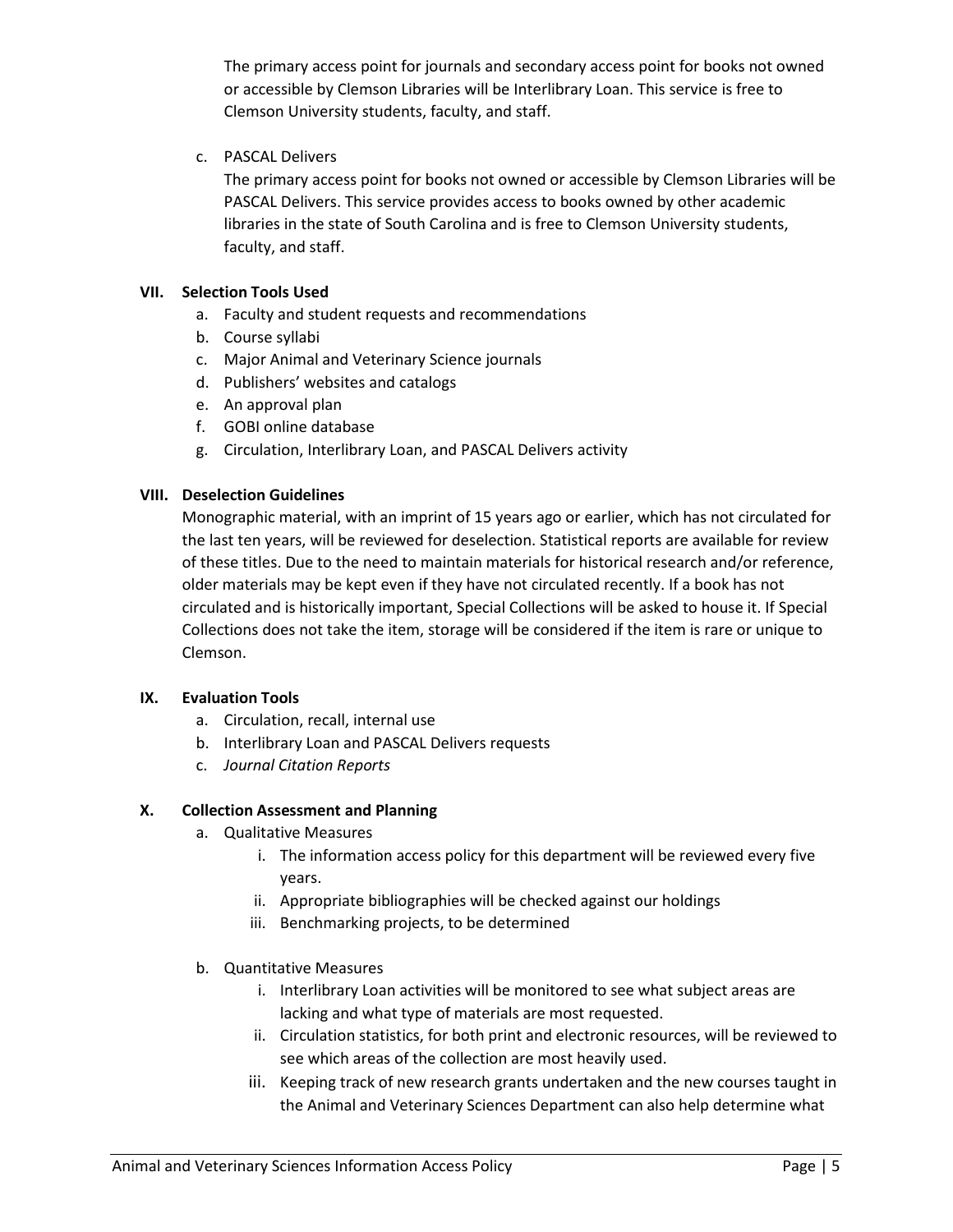The primary access point for journals and secondary access point for books not owned or accessible by Clemson Libraries will be Interlibrary Loan. This service is free to Clemson University students, faculty, and staff.

c. PASCAL Delivers

The primary access point for books not owned or accessible by Clemson Libraries will be PASCAL Delivers. This service provides access to books owned by other academic libraries in the state of South Carolina and is free to Clemson University students, faculty, and staff.

## VII. Selection Tools Used

a. Faculty and student requests and recommendations
b. Course syllabi
c. Major Animal and Veterinary Science journals
d. Publishers' websites and catalogs
e. An approval plan
f. GOBI online database
g. Circulation, Interlibrary Loan, and PASCAL Delivers activity

## VIII. Deselection Guidelines

Monographic material, with an imprint of 15 years ago or earlier, which has not circulated for the last ten years, will be reviewed for deselection. Statistical reports are available for review of these titles. Due to the need to maintain materials for historical research and/or reference, older materials may be kept even if they have not circulated recently. If a book has not circulated and is historically important, Special Collections will be asked to house it. If Special Collections does not take the item, storage will be considered if the item is rare or unique to Clemson.

## IX. Evaluation Tools

a. Circulation, recall, internal use
b. Interlibrary Loan and PASCAL Delivers requests
c. *Journal Citation Reports*

## X. Collection Assessment and Planning

a. Qualitative Measures
   i. The information access policy for this department will be reviewed every five years.
   ii. Appropriate bibliographies will be checked against our holdings
   iii. Benchmarking projects, to be determined

b. Quantitative Measures
   i. Interlibrary Loan activities will be monitored to see what subject areas are lacking and what type of materials are most requested.
   ii. Circulation statistics, for both print and electronic resources, will be reviewed to see which areas of the collection are most heavily used.
   iii. Keeping track of new research grants undertaken and the new courses taught in the Animal and Veterinary Sciences Department can also help determine what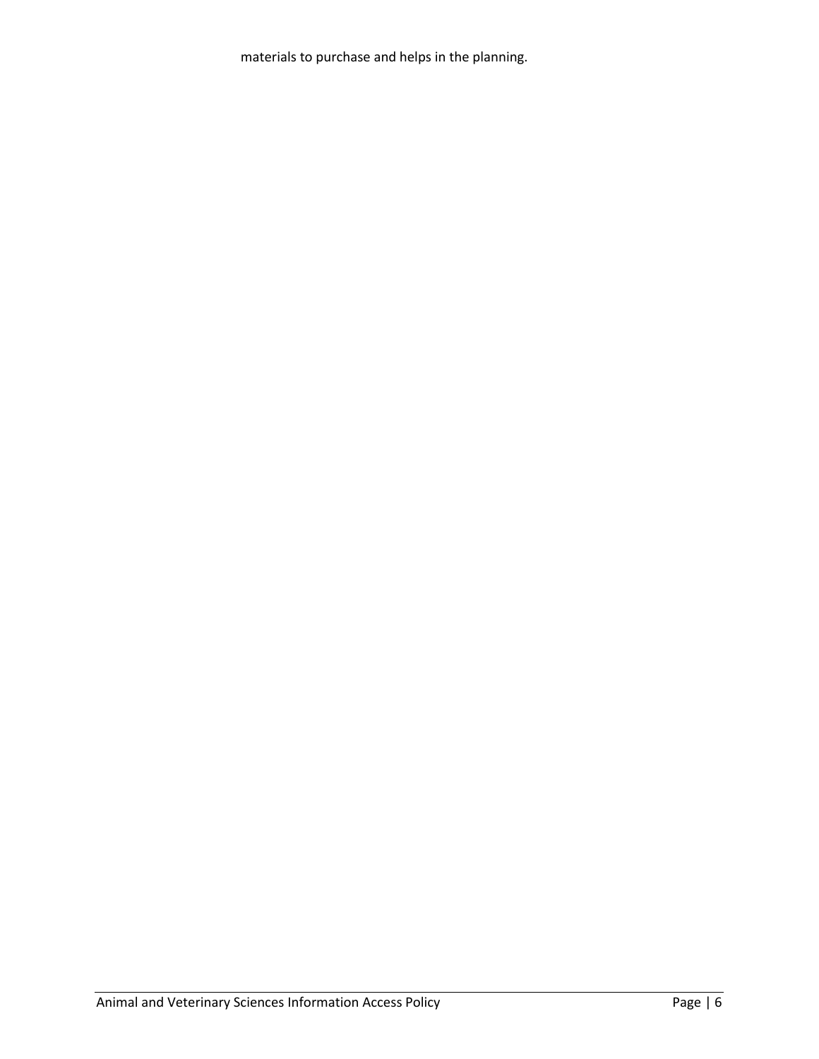materials to purchase and helps in the planning.